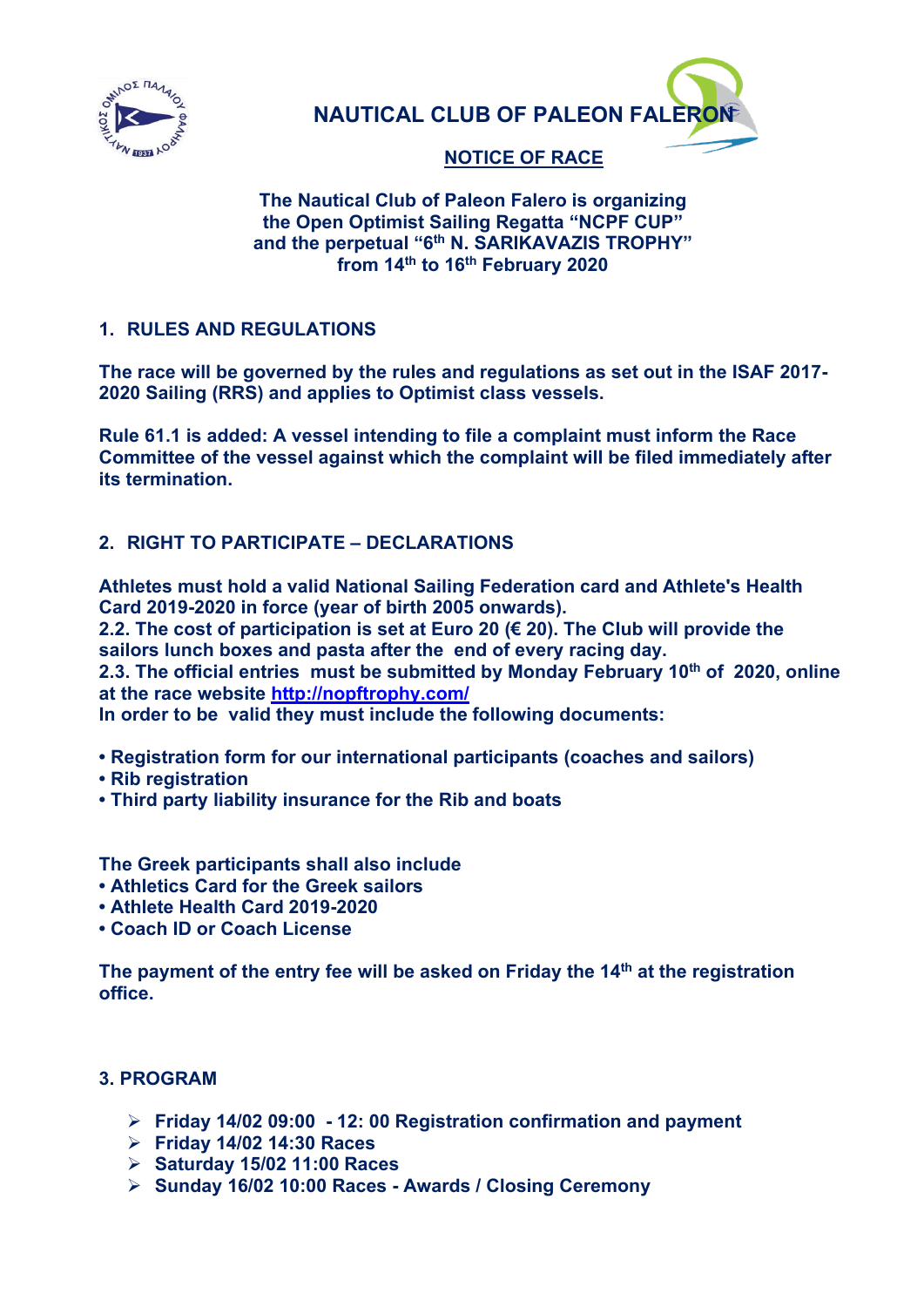# NAUTICAL CLUB OF PALEON FALERON

## NOTICE OF RACE

**The Nautical Club of Paleon Falero is organizing the Open Optimist Sailing Regatta "NCPF CUP" and the perpetual "6th N. SARIKAVAZIS TROPHY" from 14th to 16th February 2020**

## 1. RULES AND REGULATIONS

**The race will be governed by the rules and regulations as set out in the ISAF 2017-2020 Sailing (RRS) and applies to Optimist class vessels.**

**Rule 61.1 is added: A vessel intending to file a complaint must inform the Race Committee of the vessel against which the complaint will be filed immediately after its termination.**

## 2. RIGHT TO PARTICIPATE – DECLARATIONS

**Athletes must hold a valid National Sailing Federation card and Athlete's Health Card 2019-2020 in force (year of birth 2005 onwards).**
**2.2. The cost of participation is set at Euro 20 (€ 20). The Club will provide the sailors lunch boxes and pasta after the end of every racing day.**
**2.3. The official entries must be submitted by Monday February 10th of 2020, online at the race website [http://nopftrophy.com/](http://nopftrophy.com/)**
**In order to be valid they must include the following documents:**

- **Registration form for our international participants (coaches and sailors)**
- **Rib registration**
- **Third party liability insurance for the Rib and boats**

**The Greek participants shall also include**
- **Athletics Card for the Greek sailors**
- **Athlete Health Card 2019-2020**
- **Coach ID or Coach License**

**The payment of the entry fee will be asked on Friday the 14th at the registration office.**

## 3. PROGRAM

- **Friday 14/02 09:00 - 12: 00 Registration confirmation and payment**
- **Friday 14/02 14:30 Races**
- **Saturday 15/02 11:00 Races**
- **Sunday 16/02 10:00 Races - Awards / Closing Ceremony**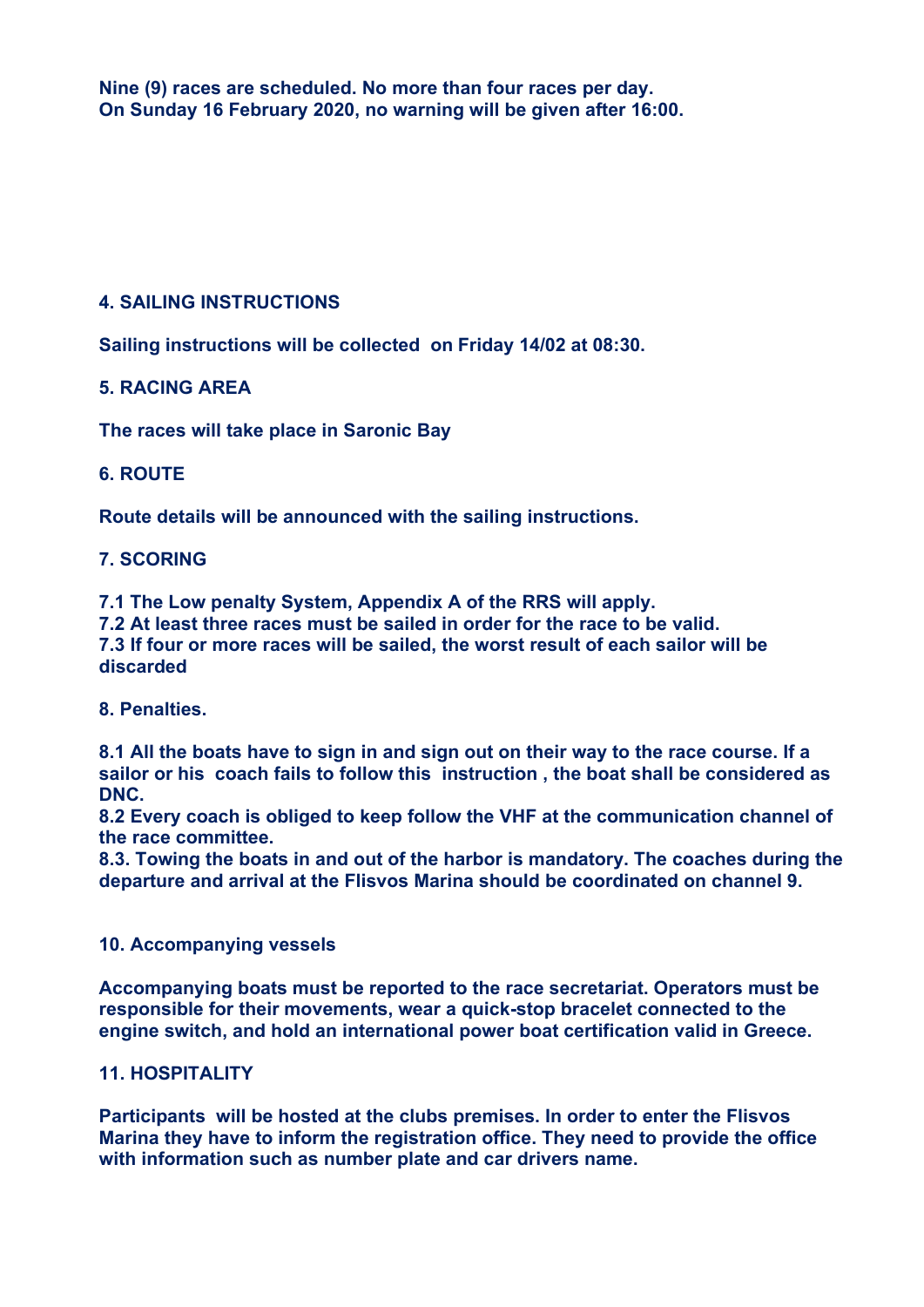**Nine (9) races are scheduled. No more than four races per day.**
**On Sunday 16 February 2020, no warning will be given after 16:00.**

## 4. SAILING INSTRUCTIONS

**Sailing instructions will be collected on Friday 14/02 at 08:30.**

## 5. RACING AREA

**The races will take place in Saronic Bay**

## 6. ROUTE

**Route details will be announced with the sailing instructions.**

## 7. SCORING

**7.1 The Low penalty System, Appendix A of the RRS will apply.**
**7.2 At least three races must be sailed in order for the race to be valid.**
**7.3 If four or more races will be sailed, the worst result of each sailor will be discarded**

## 8. Penalties.

**8.1 All the boats have to sign in and sign out on their way to the race course. If a sailor or his coach fails to follow this instruction , the boat shall be considered as DNC.**
**8.2 Every coach is obliged to keep follow the VHF at the communication channel of the race committee.**
**8.3. Towing the boats in and out of the harbor is mandatory. The coaches during the departure and arrival at the Flisvos Marina should be coordinated on channel 9.**

## 10. Accompanying vessels

**Accompanying boats must be reported to the race secretariat. Operators must be responsible for their movements, wear a quick-stop bracelet connected to the engine switch, and hold an international power boat certification valid in Greece.**

## 11. HOSPITALITY

**Participants will be hosted at the clubs premises. In order to enter the Flisvos Marina they have to inform the registration office. They need to provide the office with information such as number plate and car drivers name.**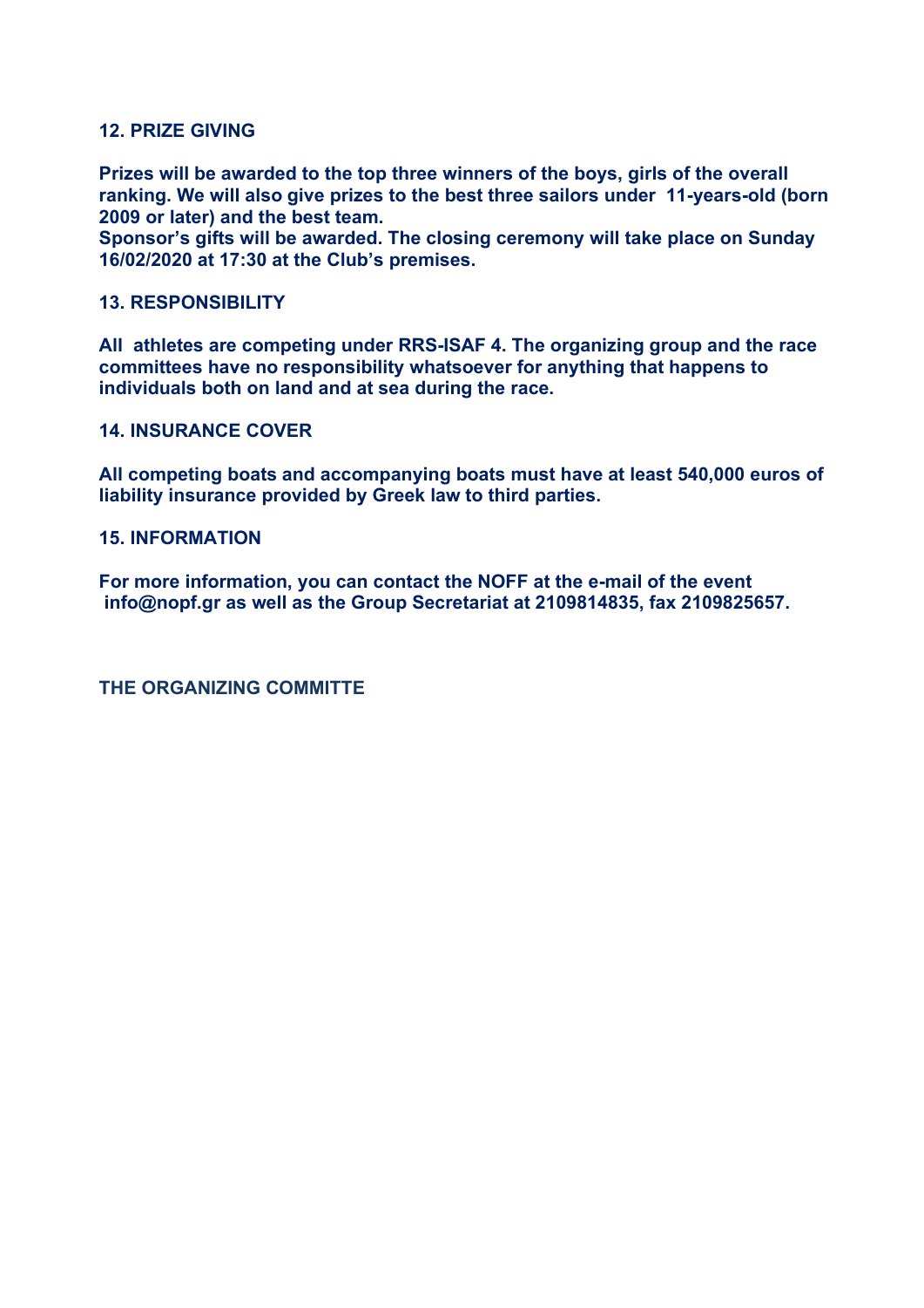## 12. PRIZE GIVING

**Prizes will be awarded to the top three winners of the boys, girls of the overall ranking. We will also give prizes to the best three sailors under 11-years-old (born 2009 or later) and the best team.**
**Sponsor's gifts will be awarded. The closing ceremony will take place on Sunday 16/02/2020 at 17:30 at the Club's premises.**

## 13. RESPONSIBILITY

**All athletes are competing under RRS-ISAF 4. The organizing group and the race committees have no responsibility whatsoever for anything that happens to individuals both on land and at sea during the race.**

## 14. INSURANCE COVER

**All competing boats and accompanying boats must have at least 540,000 euros of liability insurance provided by Greek law to third parties.**

## 15. INFORMATION

**For more information, you can contact the NOFF at the e-mail of the event info@nopf.gr as well as the Group Secretariat at 2109814835, fax 2109825657.**

**THE ORGANIZING COMMITTE**